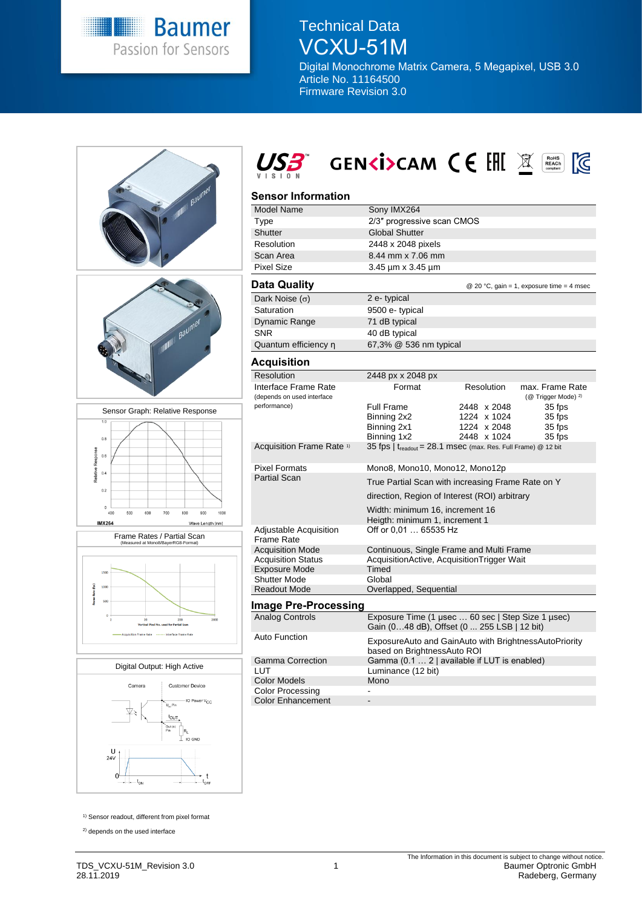# Technical Data VCXU-51M

Digital Monochrome Matrix Camera, 5 Megapixel, USB 3.0
Article No. 11164500
Firmware Revision 3.0

## Sensor Information

| | |
|---|---|
| Model Name | Sony IMX264 |
| Type | 2/3″ progressive scan CMOS |
| Shutter | Global Shutter |
| Resolution | 2448 x 2048 pixels |
| Scan Area | 8.44 mm x 7.06 mm |
| Pixel Size | 3.45 µm x 3.45 µm |

## Data Quality

@ 20 °C, gain = 1, exposure time = 4 msec

| | |
|---|---|
| Dark Noise (σ) | 2 e- typical |
| Saturation | 9500 e- typical |
| Dynamic Range | 71 dB typical |
| SNR | 40 dB typical |
| Quantum efficiency η | 67,3% @ 536 nm typical |

## Acquisition

| | | | |
|---|---|---|---|
| Resolution | 2448 px x 2048 px | | |
| Interface Frame Rate (depends on used interface performance) | Format | Resolution | max. Frame Rate (@ Trigger Mode) [2] |
| | Full Frame | 2448 x 2048 | 35 fps |
| | Binning 2x2 | 1224 x 1024 | 35 fps |
| | Binning 2x1 | 1224 x 2048 | 35 fps |
| | Binning 1x2 | 2448 x 1024 | 35 fps |
| Acquisition Frame Rate [1] | 35 fps \| $t_{readout}$ = 28.1 msec (max. Res. Full Frame) @ 12 bit | | |
| Pixel Formats | Mono8, Mono10, Mono12, Mono12p | | |
| Partial Scan | True Partial Scan with increasing Frame Rate on Y direction, Region of Interest (ROI) arbitrary<br>Width: minimum 16, increment 16<br>Heigth: minimum 1, increment 1 | | |
| Adjustable Acquisition Frame Rate | Off or 0,01 … 65535 Hz | | |
| Acquisition Mode | Continuous, Single Frame and Multi Frame | | |
| Acquisition Status | AcquisitionActive, AcquisitionTrigger Wait | | |
| Exposure Mode | Timed | | |
| Shutter Mode | Global | | |
| Readout Mode | Overlapped, Sequential | | |

## Image Pre-Processing

| | |
|---|---|
| Analog Controls | Exposure Time (1 µsec … 60 sec \| Step Size 1 µsec)<br>Gain (0…48 dB), Offset (0 ... 255 LSB \| 12 bit) |
| Auto Function | ExposureAuto and GainAuto with BrightnessAutoPriority based on BrightnessAuto ROI |
| Gamma Correction | Gamma (0.1 … 2 \| available if LUT is enabled) |
| LUT | Luminance (12 bit) |
| Color Models | Mono |
| Color Processing | - |
| Color Enhancement | - |

Sensor Graph: Relative Response

Frame Rates / Partial Scan (Measured at Mono8/BayerRG8-Format)

Digital Output: High Active

[1] Sensor readout, different from pixel format

[2] depends on the used interface

TDS_VCXU-51M_Revision 3.0
28.11.2019

The Information in this document is subject to change without notice.
Baumer Optronic GmbH
Radeberg, Germany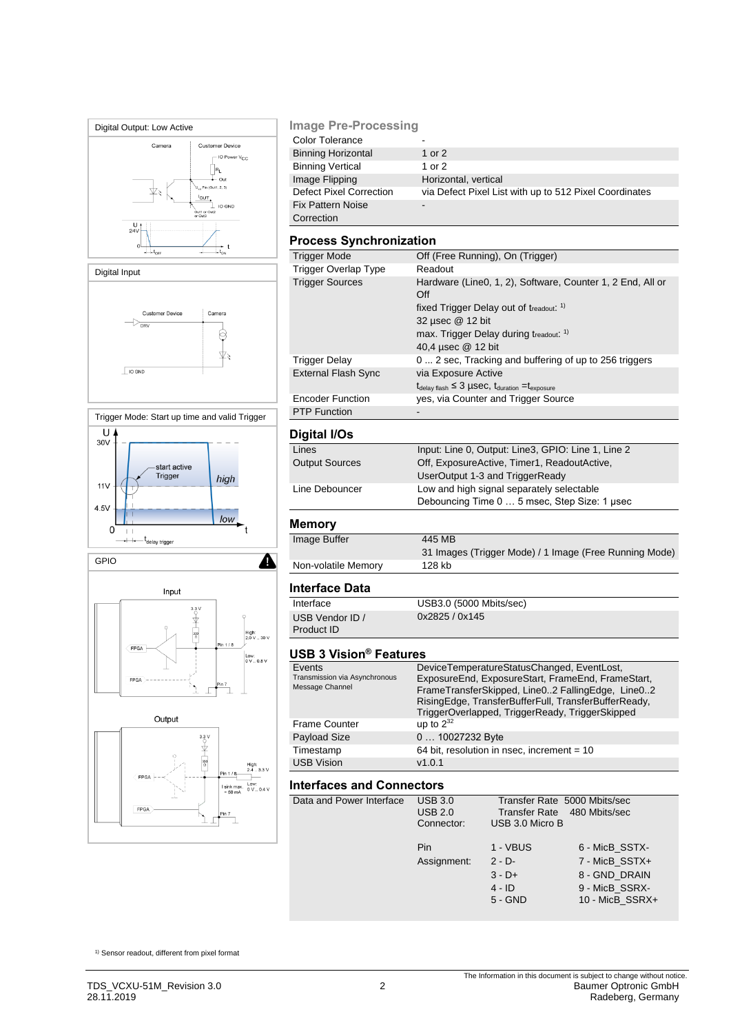## Image Pre-Processing

| | |
|---|---|
| Color Tolerance | - |
| Binning Horizontal | 1 or 2 |
| Binning Vertical | 1 or 2 |
| Image Flipping | Horizontal, vertical |
| Defect Pixel Correction | via Defect Pixel List with up to 512 Pixel Coordinates |
| Fix Pattern Noise Correction | - |

## Process Synchronization

| | |
|---|---|
| Trigger Mode | Off (Free Running), On (Trigger) |
| Trigger Overlap Type | Readout |
| Trigger Sources | Hardware (Line0, 1, 2), Software, Counter 1, 2 End, All or Off<br>fixed Trigger Delay out of $t_{readout}$: 1)<br>32 µsec @ 12 bit<br>max. Trigger Delay during $t_{readout}$: 1)<br>40,4 µsec @ 12 bit |
| Trigger Delay | 0 ... 2 sec, Tracking and buffering of up to 256 triggers |
| External Flash Sync | via Exposure Active<br>$t_{delay\ flash} \leq 3$ µsec, $t_{duration} = t_{exposure}$ |
| Encoder Function | yes, via Counter and Trigger Source |
| PTP Function | - |

## Digital I/Os

| | |
|---|---|
| Lines | Input: Line 0, Output: Line3, GPIO: Line 1, Line 2 |
| Output Sources | Off, ExposureActive, Timer1, ReadoutActive, UserOutput 1-3 and TriggerReady |
| Line Debouncer | Low and high signal separately selectable<br>Debouncing Time 0 … 5 msec, Step Size: 1 µsec |

## Memory

| | |
|---|---|
| Image Buffer | 445 MB<br>31 Images (Trigger Mode) / 1 Image (Free Running Mode) |
| Non-volatile Memory | 128 kb |

## Interface Data

| | |
|---|---|
| Interface | USB3.0 (5000 Mbits/sec) |
| USB Vendor ID / Product ID | 0x2825 / 0x145 |

## USB 3 Vision® Features

| | |
|---|---|
| Events<br>Transmission via Asynchronous Message Channel | DeviceTemperatureStatusChanged, EventLost, ExposureEnd, ExposureStart, FrameEnd, FrameStart, FrameTransferSkipped, Line0..2 FallingEdge, Line0..2 RisingEdge, TransferBufferFull, TransferBufferReady, TriggerOverlapped, TriggerReady, TriggerSkipped |
| Frame Counter | up to $2^{32}$ |
| Payload Size | 0 … 10027232 Byte |
| Timestamp | 64 bit, resolution in nsec, increment = 10 |
| USB Vision | v1.0.1 |

## Interfaces and Connectors

| | | | |
|---|---|---|---|
| Data and Power Interface | USB 3.0 | Transfer Rate | 5000 Mbits/sec |
| | USB 2.0 | Transfer Rate | 480 Mbits/sec |
| | Connector: | USB 3.0 Micro B | |
| | Pin Assignment: | 1 - VBUS | 6 - MicB_SSTX- |
| | | 2 - D- | 7 - MicB_SSTX+ |
| | | 3 - D+ | 8 - GND_DRAIN |
| | | 4 - ID | 9 - MicB_SSRX- |
| | | 5 - GND | 10 - MicB_SSRX+ |

Digital Output: Low Active

Digital Input

Trigger Mode: Start up time and valid Trigger

GPIO

1) Sensor readout, different from pixel format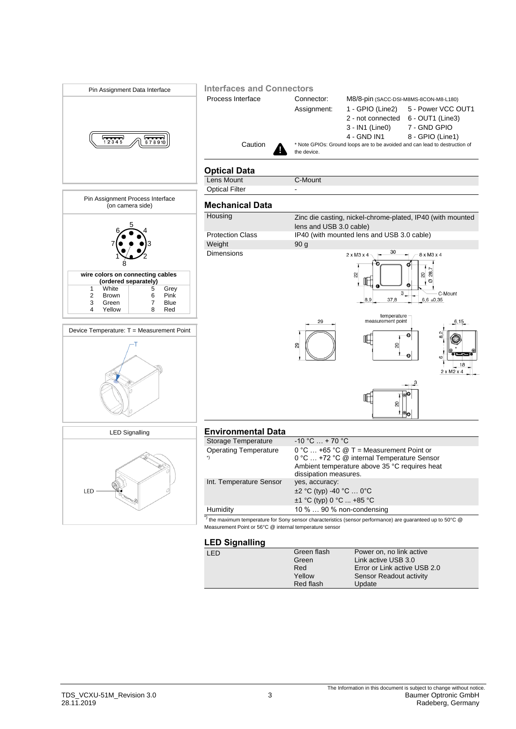Pin Assignment Data Interface

1 2 3 4 5 6 7 8 9 10

Pin Assignment Process Interface (on camera side)

**wire colors on connecting cables (ordered separately)**

| | | | |
|---|---|---|---|
| 1 | White | 5 | Grey |
| 2 | Brown | 6 | Pink |
| 3 | Green | 7 | Blue |
| 4 | Yellow | 8 | Red |

Device Temperature: T = Measurement Point

LED Signalling

## Interfaces and Connectors

| | | | |
|---|---|---|---|
| Process Interface | Connector: | M8/8-pin (SACC-DSI-M8MS-8CON-M8-L180) | |
| | Assignment: | 1 - GPIO (Line2) | 5 - Power VCC OUT1 |
| | | 2 - not connected | 6 - OUT1 (Line3) |
| | | 3 - IN1 (Line0) | 7 - GND GPIO |
| | | 4 - GND IN1 | 8 - GPIO (Line1) |
| Caution | | * Note GPIOs: Ground loops are to be avoided and can lead to destruction of the device. | |

## Optical Data

| | |
|---|---|
| Lens Mount | C-Mount |
| Optical Filter | - |

## Mechanical Data

| | |
|---|---|
| Housing | Zinc die casting, nickel-chrome-plated, IP40 (with mounted lens and USB 3.0 cable) |
| Protection Class | IP40 (with mounted lens and USB 3.0 cable) |
| Weight | 90 g |
| Dimensions | |

## Environmental Data

| | |
|---|---|
| Storage Temperature | -10 °C … + 70 °C |
| Operating Temperature *) | 0 °C … +65 °C @ T = Measurement Point or<br>0 °C … +72 °C @ internal Temperature Sensor<br>Ambient temperature above 35 °C requires heat dissipation measures. |
| Int. Temperature Sensor | yes, accuracy:<br>±2 °C (typ) -40 °C … 0°C<br>±1 °C (typ) 0 °C ... +85 °C |
| Humidity | 10 % … 90 % non-condensing |

*) the maximum temperature for Sony sensor characteristics (sensor performance) are guaranteed up to 50°C @ Measurement Point or 56°C @ internal temperature sensor

## LED Signalling

| | | |
|---|---|---|
| LED | Green flash | Power on, no link active |
| | Green | Link active USB 3.0 |
| | Red | Error or Link active USB 2.0 |
| | Yellow | Sensor Readout activity |
| | Red flash | Update |

TDS_VCXU-51M_Revision 3.0
28.11.2019

The Information in this document is subject to change without notice.
Baumer Optronic GmbH
Radeberg, Germany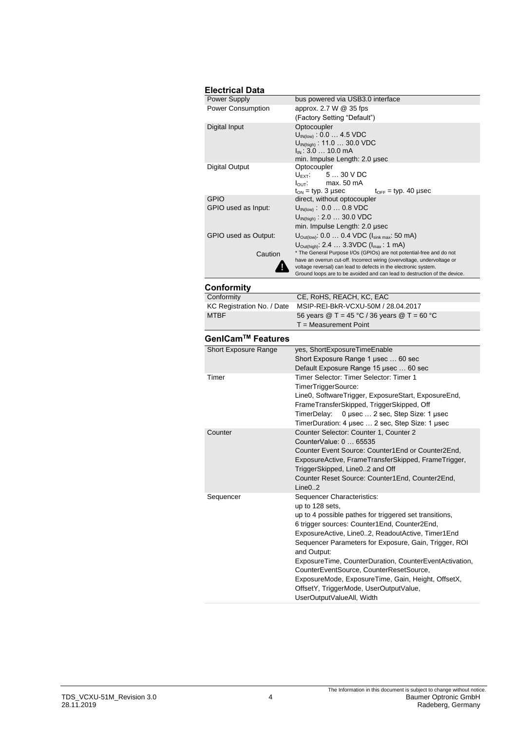## Electrical Data

| | |
|---|---|
| Power Supply | bus powered via USB3.0 interface |
| Power Consumption | approx. 2.7 W @ 35 fps<br>(Factory Setting "Default") |
| Digital Input | Optocoupler<br>$U_{IN(low)}$ : 0.0 … 4.5 VDC<br>$U_{IN(high)}$ : 11.0 … 30.0 VDC<br>$I_{IN}$ : 3.0 … 10.0 mA<br>min. Impulse Length: 2.0 µsec |
| Digital Output | Optocoupler<br>$U_{EXT}$: 5 … 30 V DC<br>$I_{OUT}$: max. 50 mA<br>$t_{ON}$ = typ. 3 µsec $t_{OFF}$ = typ. 40 µsec |
| GPIO<br>GPIO used as Input: | direct, without optocoupler<br>$U_{IN(low)}$ : 0.0 … 0.8 VDC<br>$U_{IN(high)}$ : 2.0 … 30.0 VDC<br>min. Impulse Length: 2.0 µsec |
| GPIO used as Output: | $U_{Out(low)}$: 0.0 … 0.4 VDC ($I_{sink\ max}$: 50 mA)<br>$U_{Out(high)}$: 2.4 … 3.3VDC ($I_{max}$ : 1 mA) |
| Caution | * The General Purpose I/Os (GPIOs) are not potential-free and do not have an overrun cut-off. Incorrect wiring (overvoltage, undervoltage or voltage reversal) can lead to defects in the electronic system.<br>Ground loops are to be avoided and can lead to destruction of the device. |

## Conformity

| | |
|---|---|
| Conformity | CE, RoHS, REACH, KC, EAC |
| KC Registration No. / Date | MSIP-REI-BkR-VCXU-50M / 28.04.2017 |
| MTBF | 56 years @ T = 45 °C / 36 years @ T = 60 °C<br>T = Measurement Point |

## GenICam™ Features

| | |
|---|---|
| Short Exposure Range | yes, ShortExposureTimeEnable<br>Short Exposure Range 1 µsec … 60 sec<br>Default Exposure Range 15 µsec … 60 sec |
| Timer | Timer Selector: Timer Selector: Timer 1<br>TimerTriggerSource:<br>Line0, SoftwareTrigger, ExposureStart, ExposureEnd, FrameTransferSkipped, TriggerSkipped, Off<br>TimerDelay: 0 µsec … 2 sec, Step Size: 1 µsec<br>TimerDuration: 4 µsec … 2 sec, Step Size: 1 µsec |
| Counter | Counter Selector: Counter 1, Counter 2<br>CounterValue: 0 … 65535<br>Counter Event Source: Counter1End or Counter2End, ExposureActive, FrameTransferSkipped, FrameTrigger, TriggerSkipped, Line0..2 and Off<br>Counter Reset Source: Counter1End, Counter2End, Line0..2 |
| Sequencer | Sequencer Characteristics:<br>up to 128 sets,<br>up to 4 possible pathes for triggered set transitions,<br>6 trigger sources: Counter1End, Counter2End, ExposureActive, Line0..2, ReadoutActive, Timer1End<br>Sequencer Parameters for Exposure, Gain, Trigger, ROI and Output:<br>ExposureTime, CounterDuration, CounterEventActivation, CounterEventSource, CounterResetSource, ExposureMode, ExposureTime, Gain, Height, OffsetX, OffsetY, TriggerMode, UserOutputValue, UserOutputValueAll, Width |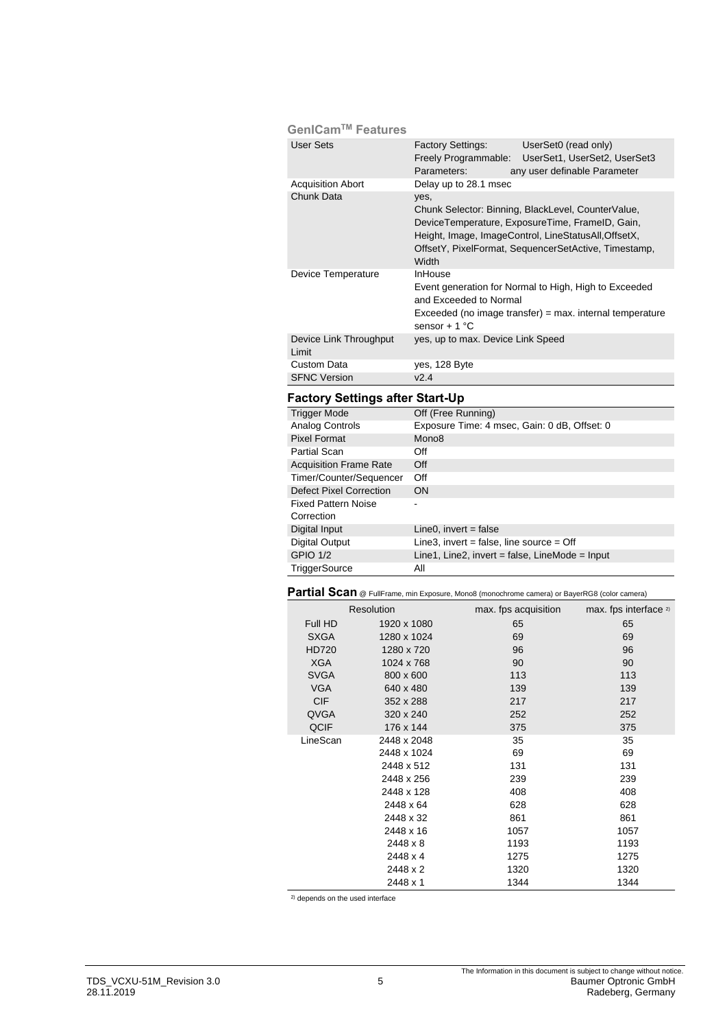## GenICam™ Features

| | |
|---|---|
| User Sets | Factory Settings: UserSet0 (read only)<br>Freely Programmable: UserSet1, UserSet2, UserSet3<br>Parameters: any user definable Parameter |
| Acquisition Abort | Delay up to 28.1 msec |
| Chunk Data | yes,<br>Chunk Selector: Binning, BlackLevel, CounterValue, DeviceTemperature, ExposureTime, FrameID, Gain, Height, Image, ImageControl, LineStatusAll,OffsetX, OffsetY, PixelFormat, SequencerSetActive, Timestamp, Width |
| Device Temperature | InHouse<br>Event generation for Normal to High, High to Exceeded and Exceeded to Normal<br>Exceeded (no image transfer) = max. internal temperature sensor + 1 °C |
| Device Link Throughput Limit | yes, up to max. Device Link Speed |
| Custom Data | yes, 128 Byte |
| SFNC Version | v2.4 |

## Factory Settings after Start-Up

| | |
|---|---|
| Trigger Mode | Off (Free Running) |
| Analog Controls | Exposure Time: 4 msec, Gain: 0 dB, Offset: 0 |
| Pixel Format | Mono8 |
| Partial Scan | Off |
| Acquisition Frame Rate | Off |
| Timer/Counter/Sequencer | Off |
| Defect Pixel Correction | ON |
| Fixed Pattern Noise Correction | - |
| Digital Input | Line0, invert = false |
| Digital Output | Line3, invert = false, line source = Off |
| GPIO 1/2 | Line1, Line2, invert = false, LineMode = Input |
| TriggerSource | All |

## Partial Scan @ FullFrame, min Exposure, Mono8 (monochrome camera) or BayerRG8 (color camera)

| Resolution | | max. fps acquisition | max. fps interface [2] |
|---|---|---|---|
| Full HD | 1920 x 1080 | 65 | 65 |
| SXGA | 1280 x 1024 | 69 | 69 |
| HD720 | 1280 x 720 | 96 | 96 |
| XGA | 1024 x 768 | 90 | 90 |
| SVGA | 800 x 600 | 113 | 113 |
| VGA | 640 x 480 | 139 | 139 |
| CIF | 352 x 288 | 217 | 217 |
| QVGA | 320 x 240 | 252 | 252 |
| QCIF | 176 x 144 | 375 | 375 |
| LineScan | 2448 x 2048 | 35 | 35 |
| | 2448 x 1024 | 69 | 69 |
| | 2448 x 512 | 131 | 131 |
| | 2448 x 256 | 239 | 239 |
| | 2448 x 128 | 408 | 408 |
| | 2448 x 64 | 628 | 628 |
| | 2448 x 32 | 861 | 861 |
| | 2448 x 16 | 1057 | 1057 |
| | 2448 x 8 | 1193 | 1193 |
| | 2448 x 4 | 1275 | 1275 |
| | 2448 x 2 | 1320 | 1320 |
| | 2448 x 1 | 1344 | 1344 |

[2] depends on the used interface

TDS_VCXU-51M_Revision 3.0
28.11.2019

The Information in this document is subject to change without notice.
Baumer Optronic GmbH
Radeberg, Germany